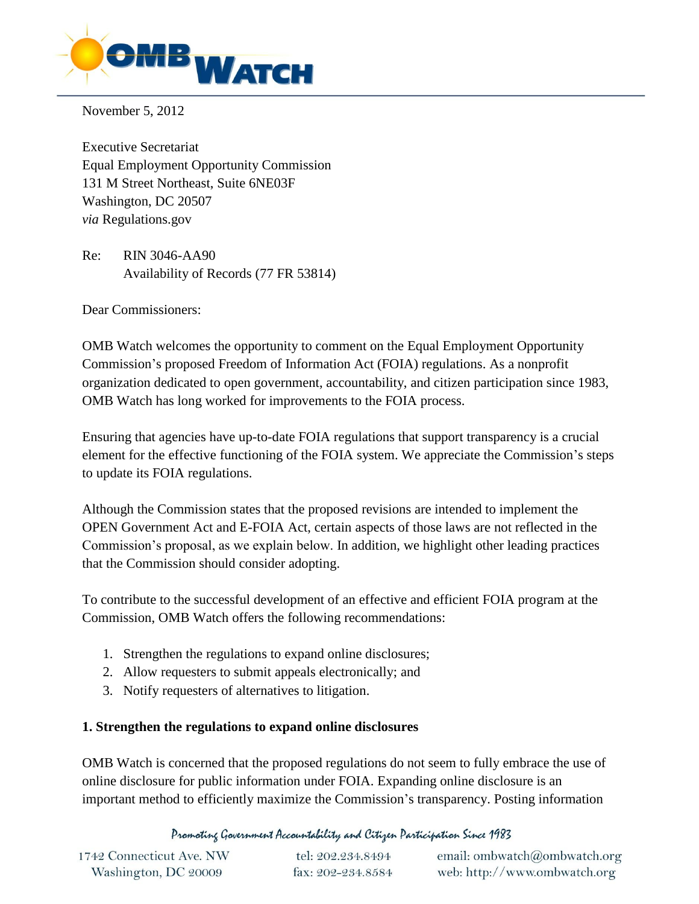November 5, 2012

Executive Secretariat
Equal Employment Opportunity Commission
131 M Street Northeast, Suite 6NE03F
Washington, DC 20507
*via* Regulations.gov

Re: RIN 3046-AA90
Availability of Records (77 FR 53814)

Dear Commissioners:

OMB Watch welcomes the opportunity to comment on the Equal Employment Opportunity Commission's proposed Freedom of Information Act (FOIA) regulations. As a nonprofit organization dedicated to open government, accountability, and citizen participation since 1983, OMB Watch has long worked for improvements to the FOIA process.

Ensuring that agencies have up-to-date FOIA regulations that support transparency is a crucial element for the effective functioning of the FOIA system. We appreciate the Commission's steps to update its FOIA regulations.

Although the Commission states that the proposed revisions are intended to implement the OPEN Government Act and E-FOIA Act, certain aspects of those laws are not reflected in the Commission's proposal, as we explain below. In addition, we highlight other leading practices that the Commission should consider adopting.

To contribute to the successful development of an effective and efficient FOIA program at the Commission, OMB Watch offers the following recommendations:

1. Strengthen the regulations to expand online disclosures;
2. Allow requesters to submit appeals electronically; and
3. Notify requesters of alternatives to litigation.

**1. Strengthen the regulations to expand online disclosures**

OMB Watch is concerned that the proposed regulations do not seem to fully embrace the use of online disclosure for public information under FOIA. Expanding online disclosure is an important method to efficiently maximize the Commission's transparency. Posting information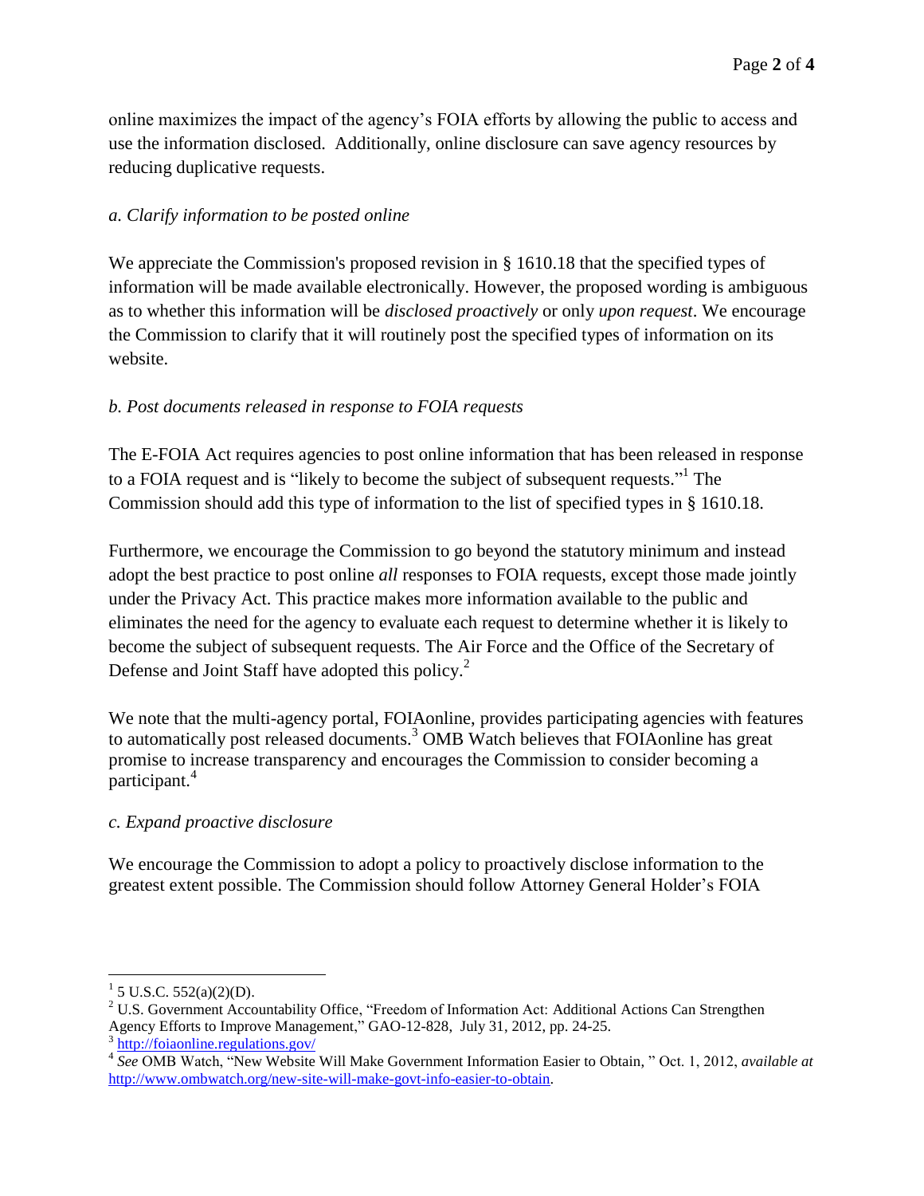online maximizes the impact of the agency's FOIA efforts by allowing the public to access and use the information disclosed. Additionally, online disclosure can save agency resources by reducing duplicative requests.

*a. Clarify information to be posted online*

We appreciate the Commission's proposed revision in § 1610.18 that the specified types of information will be made available electronically. However, the proposed wording is ambiguous as to whether this information will be *disclosed proactively* or only *upon request*. We encourage the Commission to clarify that it will routinely post the specified types of information on its website.

*b. Post documents released in response to FOIA requests*

The E-FOIA Act requires agencies to post online information that has been released in response to a FOIA request and is "likely to become the subject of subsequent requests."[1] The Commission should add this type of information to the list of specified types in § 1610.18.

Furthermore, we encourage the Commission to go beyond the statutory minimum and instead adopt the best practice to post online *all* responses to FOIA requests, except those made jointly under the Privacy Act. This practice makes more information available to the public and eliminates the need for the agency to evaluate each request to determine whether it is likely to become the subject of subsequent requests. The Air Force and the Office of the Secretary of Defense and Joint Staff have adopted this policy.[2]

We note that the multi-agency portal, FOIAonline, provides participating agencies with features to automatically post released documents.[3] OMB Watch believes that FOIAonline has great promise to increase transparency and encourages the Commission to consider becoming a participant.[4]

*c. Expand proactive disclosure*

We encourage the Commission to adopt a policy to proactively disclose information to the greatest extent possible. The Commission should follow Attorney General Holder's FOIA

---

[1] 5 U.S.C. 552(a)(2)(D).

[2] U.S. Government Accountability Office, "Freedom of Information Act: Additional Actions Can Strengthen Agency Efforts to Improve Management," GAO-12-828, July 31, 2012, pp. 24-25.

[3] http://foiaonline.regulations.gov/

[4] *See* OMB Watch, "New Website Will Make Government Information Easier to Obtain, " Oct. 1, 2012, *available at* http://www.ombwatch.org/new-site-will-make-govt-info-easier-to-obtain.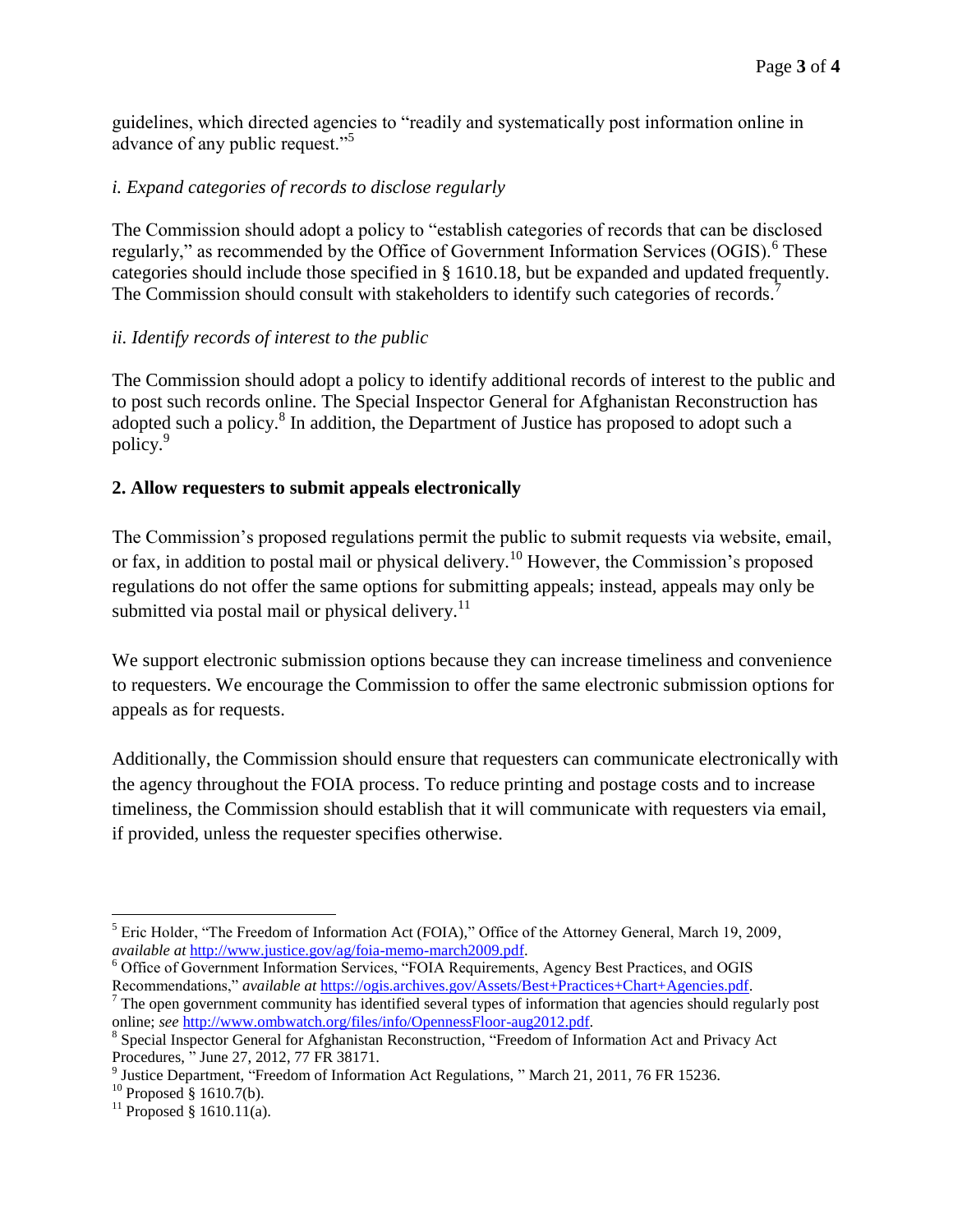guidelines, which directed agencies to "readily and systematically post information online in advance of any public request."[5]

*i. Expand categories of records to disclose regularly*

The Commission should adopt a policy to "establish categories of records that can be disclosed regularly," as recommended by the Office of Government Information Services (OGIS).[6] These categories should include those specified in § 1610.18, but be expanded and updated frequently. The Commission should consult with stakeholders to identify such categories of records.[7]

*ii. Identify records of interest to the public*

The Commission should adopt a policy to identify additional records of interest to the public and to post such records online. The Special Inspector General for Afghanistan Reconstruction has adopted such a policy.[8] In addition, the Department of Justice has proposed to adopt such a policy.[9]

**2. Allow requesters to submit appeals electronically**

The Commission's proposed regulations permit the public to submit requests via website, email, or fax, in addition to postal mail or physical delivery.[10] However, the Commission's proposed regulations do not offer the same options for submitting appeals; instead, appeals may only be submitted via postal mail or physical delivery.[11]

We support electronic submission options because they can increase timeliness and convenience to requesters. We encourage the Commission to offer the same electronic submission options for appeals as for requests.

Additionally, the Commission should ensure that requesters can communicate electronically with the agency throughout the FOIA process. To reduce printing and postage costs and to increase timeliness, the Commission should establish that it will communicate with requesters via email, if provided, unless the requester specifies otherwise.

---

[5] Eric Holder, "The Freedom of Information Act (FOIA)," Office of the Attorney General, March 19, 2009, *available at* http://www.justice.gov/ag/foia-memo-march2009.pdf.

[6] Office of Government Information Services, "FOIA Requirements, Agency Best Practices, and OGIS Recommendations," *available at* https://ogis.archives.gov/Assets/Best+Practices+Chart+Agencies.pdf.

[7] The open government community has identified several types of information that agencies should regularly post online; *see* http://www.ombwatch.org/files/info/OpennessFloor-aug2012.pdf.

[8] Special Inspector General for Afghanistan Reconstruction, "Freedom of Information Act and Privacy Act Procedures, " June 27, 2012, 77 FR 38171.

[9] Justice Department, "Freedom of Information Act Regulations, " March 21, 2011, 76 FR 15236.

[10] Proposed § 1610.7(b).

[11] Proposed § 1610.11(a).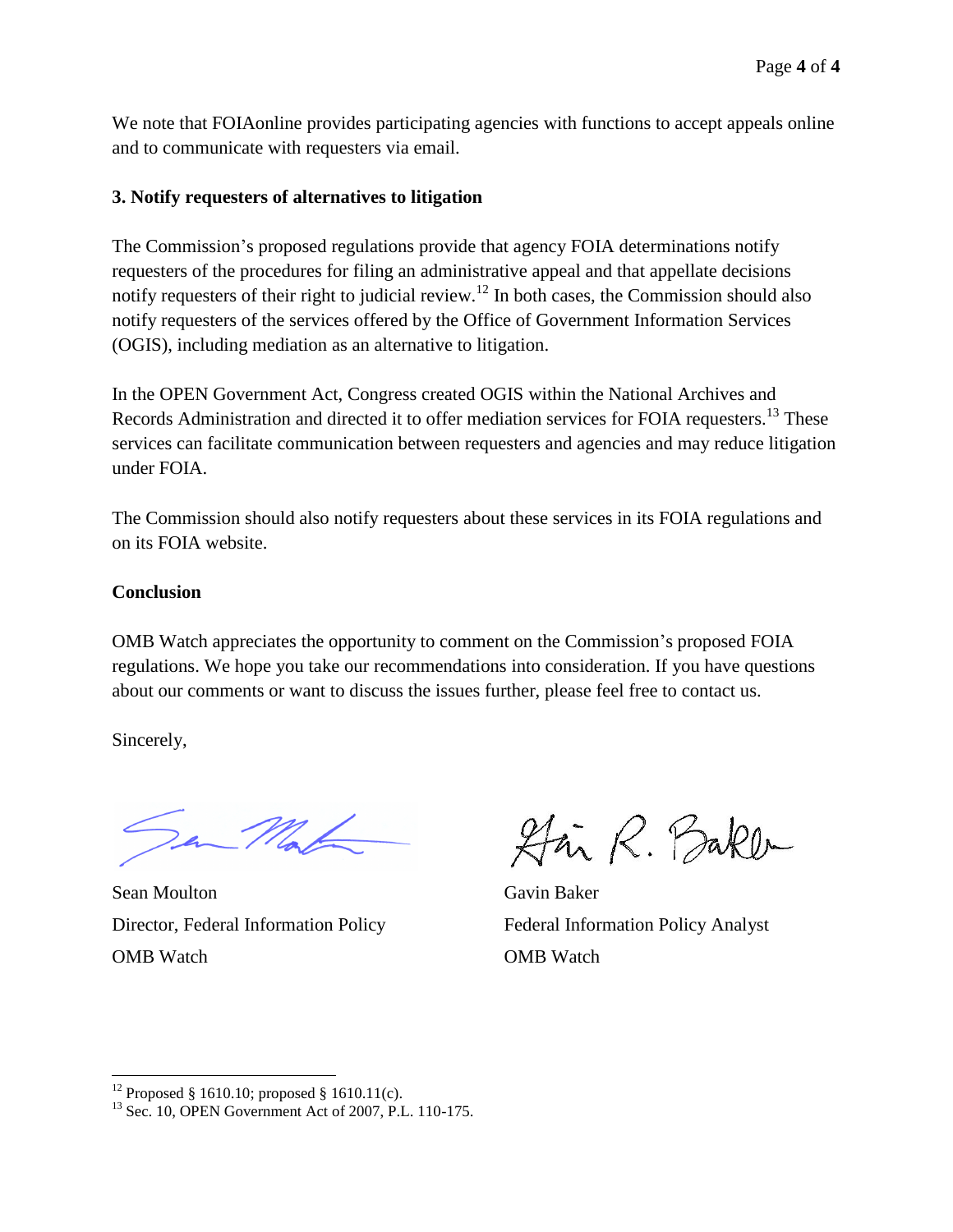We note that FOIAonline provides participating agencies with functions to accept appeals online and to communicate with requesters via email.

**3. Notify requesters of alternatives to litigation**

The Commission's proposed regulations provide that agency FOIA determinations notify requesters of the procedures for filing an administrative appeal and that appellate decisions notify requesters of their right to judicial review.[12] In both cases, the Commission should also notify requesters of the services offered by the Office of Government Information Services (OGIS), including mediation as an alternative to litigation.

In the OPEN Government Act, Congress created OGIS within the National Archives and Records Administration and directed it to offer mediation services for FOIA requesters.[13] These services can facilitate communication between requesters and agencies and may reduce litigation under FOIA.

The Commission should also notify requesters about these services in its FOIA regulations and on its FOIA website.

**Conclusion**

OMB Watch appreciates the opportunity to comment on the Commission's proposed FOIA regulations. We hope you take our recommendations into consideration. If you have questions about our comments or want to discuss the issues further, please feel free to contact us.

Sincerely,

Sean Moulton
Director, Federal Information Policy
OMB Watch

Gavin Baker
Federal Information Policy Analyst
OMB Watch

---

[12] Proposed § 1610.10; proposed § 1610.11(c).

[13] Sec. 10, OPEN Government Act of 2007, P.L. 110-175.